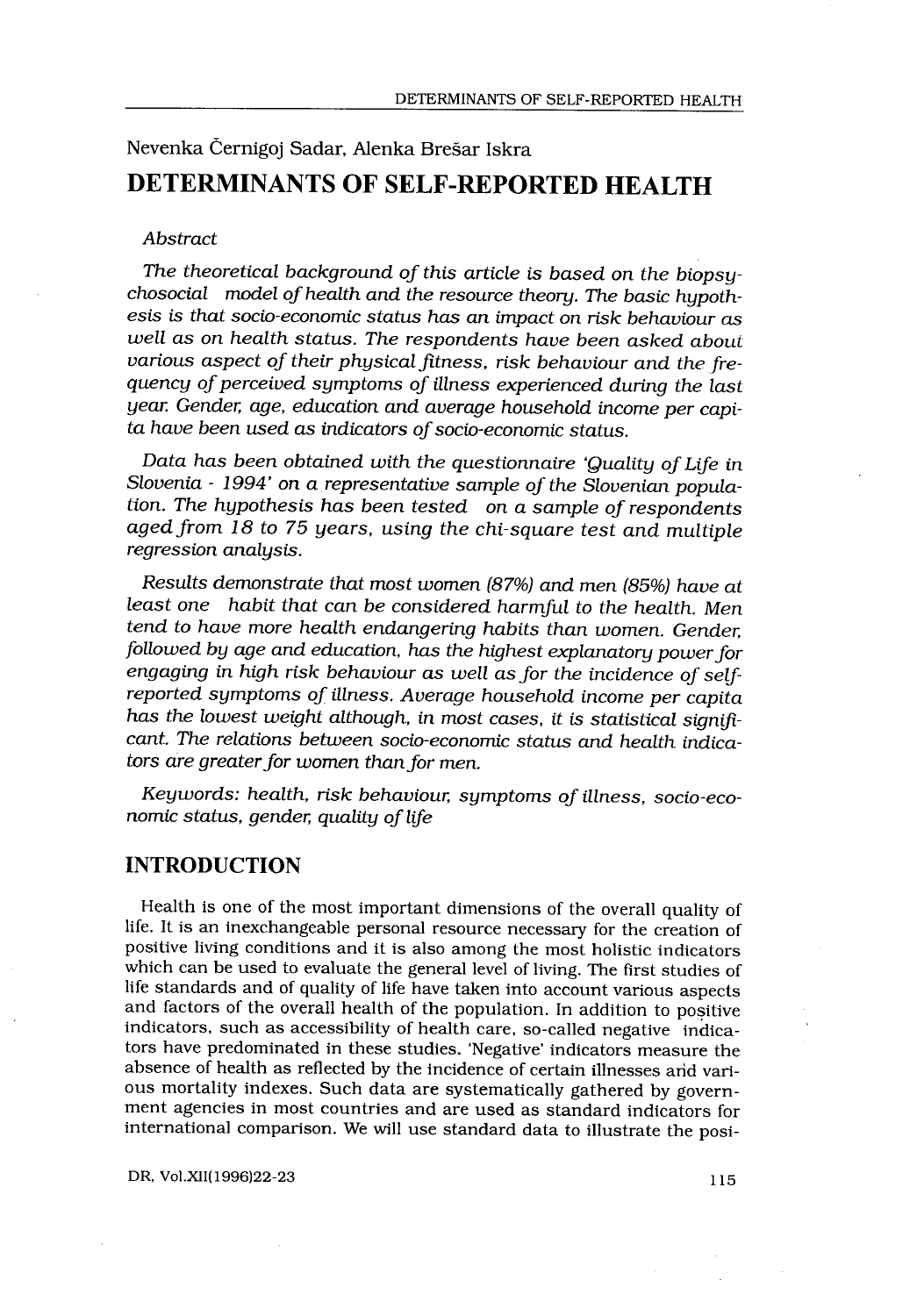Nevenka Černigoj Sadar, Alenka Brešar Iskra

# DETERMINANTS OF SELF-REPORTED HEALTH

*Abstract*

*The theoretical background of this article is based on the biopsychosocial model of health and the resource theory. The basic hypothesis is that socio-economic status has an impact on risk behaviour as well as on health status. The respondents have been asked about various aspect of their physical fitness, risk behaviour and the frequency of perceived symptoms of illness experienced during the last year. Gender, age, education and average household income per capita have been used as indicators of socio-economic status.*

*Data has been obtained with the questionnaire 'Quality of Life in Slovenia - 1994' on a representative sample of the Slovenian population. The hypothesis has been tested on a sample of respondents aged from 18 to 75 years, using the chi-square test and multiple regression analysis.*

*Results demonstrate that most women (87%) and men (85%) have at least one habit that can be considered harmful to the health. Men tend to have more health endangering habits than women. Gender, followed by age and education, has the highest explanatory power for engaging in high risk behaviour as well as for the incidence of self-reported symptoms of illness. Average household income per capita has the lowest weight although, in most cases, it is statistical significant. The relations between socio-economic status and health indicators are greater for women than for men.*

*Keywords: health, risk behaviour, symptoms of illness, socio-economic status, gender, quality of life*

## INTRODUCTION

Health is one of the most important dimensions of the overall quality of life. It is an inexchangeable personal resource necessary for the creation of positive living conditions and it is also among the most holistic indicators which can be used to evaluate the general level of living. The first studies of life standards and of quality of life have taken into account various aspects and factors of the overall health of the population. In addition to positive indicators, such as accessibility of health care, so-called negative indicators have predominated in these studies. 'Negative' indicators measure the absence of health as reflected by the incidence of certain illnesses and various mortality indexes. Such data are systematically gathered by government agencies in most countries and are used as standard indicators for international comparison. We will use standard data to illustrate the posi-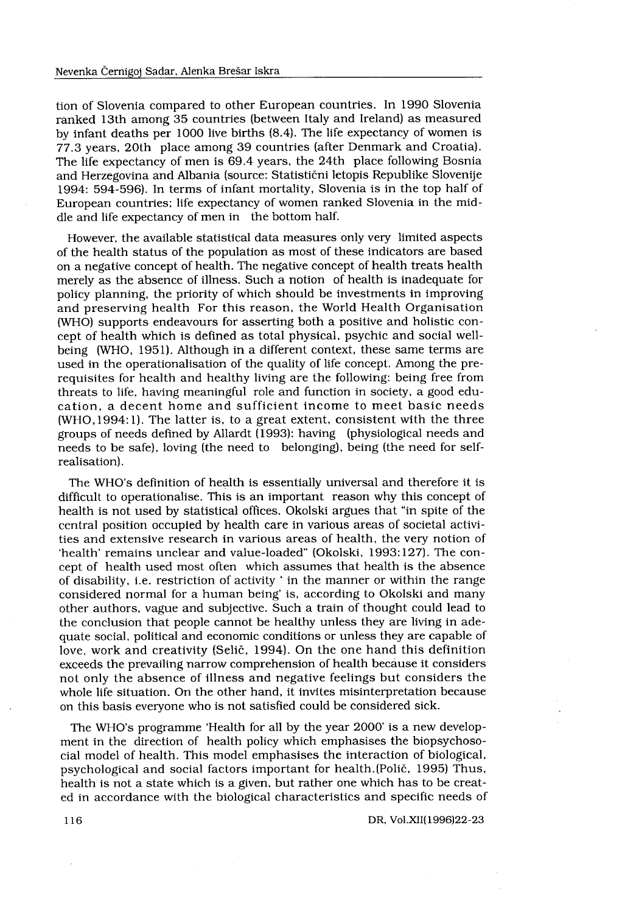tion of Slovenia compared to other European countries. In 1990 Slovenia ranked 13th among 35 countries (between Italy and Ireland) as measured by infant deaths per 1000 live births (8.4). The life expectancy of women is 77.3 years, 20th place among 39 countries (after Denmark and Croatia). The life expectancy of men is 69.4 years, the 24th place following Bosnia and Herzegovina and Albania (source: Statistični letopis Republike Slovenije 1994: 594-596). In terms of infant mortality, Slovenia is in the top half of European countries; life expectancy of women ranked Slovenia in the middle and life expectancy of men in the bottom half.

However, the available statistical data measures only very limited aspects of the health status of the population as most of these indicators are based on a negative concept of health. The negative concept of health treats health merely as the absence of illness. Such a notion of health is inadequate for policy planning, the priority of which should be investments in improving and preserving health For this reason, the World Health Organisation (WHO) supports endeavours for asserting both a positive and holistic concept of health which is defined as total physical, psychic and social well-being (WHO, 1951). Although in a different context, these same terms are used in the operationalisation of the quality of life concept. Among the prerequisites for health and healthy living are the following: being free from threats to life, having meaningful role and function in society, a good education, a decent home and sufficient income to meet basic needs (WHO,1994:1). The latter is, to a great extent, consistent with the three groups of needs defined by Allardt (1993): having (physiological needs and needs to be safe), loving (the need to belonging), being (the need for self-realisation).

The WHO's definition of health is essentially universal and therefore it is difficult to operationalise. This is an important reason why this concept of health is not used by statistical offices. Okolski argues that "in spite of the central position occupied by health care in various areas of societal activities and extensive research in various areas of health, the very notion of 'health' remains unclear and value-loaded" (Okolski, 1993:127). The concept of health used most often which assumes that health is the absence of disability, i.e. restriction of activity ' in the manner or within the range considered normal for a human being' is, according to Okolski and many other authors, vague and subjective. Such a train of thought could lead to the conclusion that people cannot be healthy unless they are living in adequate social, political and economic conditions or unless they are capable of love, work and creativity (Selič, 1994). On the one hand this definition exceeds the prevailing narrow comprehension of health because it considers not only the absence of illness and negative feelings but considers the whole life situation. On the other hand, it invites misinterpretation because on this basis everyone who is not satisfied could be considered sick.

The WHO's programme 'Health for all by the year 2000' is a new development in the direction of health policy which emphasises the biopsychosocial model of health. This model emphasises the interaction of biological, psychological and social factors important for health.(Polič, 1995) Thus, health is not a state which is a given, but rather one which has to be created in accordance with the biological characteristics and specific needs of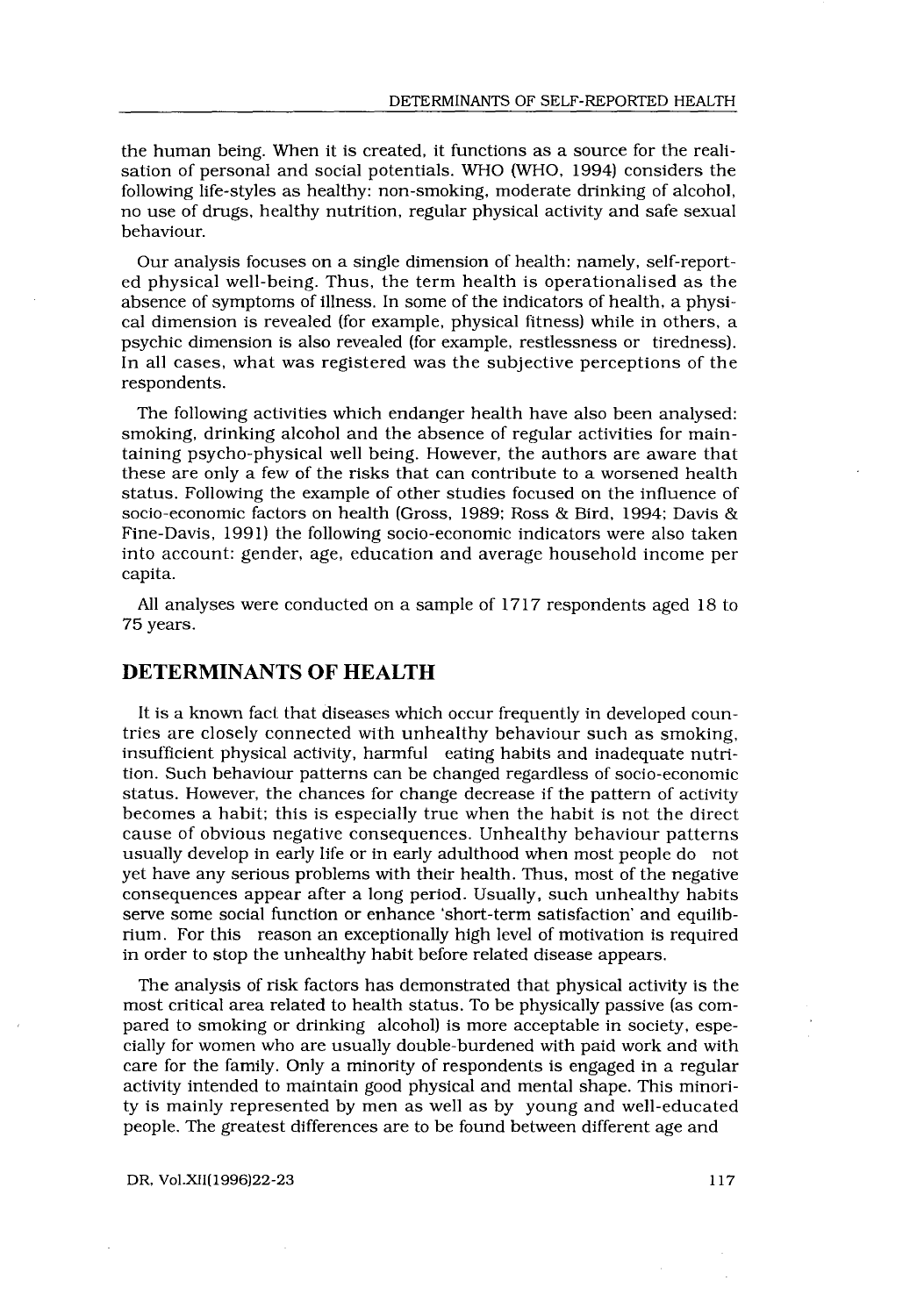the human being. When it is created, it functions as a source for the realisation of personal and social potentials. WHO (WHO, 1994) considers the following life-styles as healthy: non-smoking, moderate drinking of alcohol, no use of drugs, healthy nutrition, regular physical activity and safe sexual behaviour.

Our analysis focuses on a single dimension of health: namely, self-reported physical well-being. Thus, the term health is operationalised as the absence of symptoms of illness. In some of the indicators of health, a physical dimension is revealed (for example, physical fitness) while in others, a psychic dimension is also revealed (for example, restlessness or tiredness). In all cases, what was registered was the subjective perceptions of the respondents.

The following activities which endanger health have also been analysed: smoking, drinking alcohol and the absence of regular activities for maintaining psycho-physical well being. However, the authors are aware that these are only a few of the risks that can contribute to a worsened health status. Following the example of other studies focused on the influence of socio-economic factors on health (Gross, 1989; Ross & Bird, 1994; Davis & Fine-Davis, 1991) the following socio-economic indicators were also taken into account: gender, age, education and average household income per capita.

All analyses were conducted on a sample of 1717 respondents aged 18 to 75 years.

## DETERMINANTS OF HEALTH

It is a known fact that diseases which occur frequently in developed countries are closely connected with unhealthy behaviour such as smoking, insufficient physical activity, harmful eating habits and inadequate nutrition. Such behaviour patterns can be changed regardless of socio-economic status. However, the chances for change decrease if the pattern of activity becomes a habit; this is especially true when the habit is not the direct cause of obvious negative consequences. Unhealthy behaviour patterns usually develop in early life or in early adulthood when most people do not yet have any serious problems with their health. Thus, most of the negative consequences appear after a long period. Usually, such unhealthy habits serve some social function or enhance 'short-term satisfaction' and equilibrium. For this reason an exceptionally high level of motivation is required in order to stop the unhealthy habit before related disease appears.

The analysis of risk factors has demonstrated that physical activity is the most critical area related to health status. To be physically passive (as compared to smoking or drinking alcohol) is more acceptable in society, especially for women who are usually double-burdened with paid work and with care for the family. Only a minority of respondents is engaged in a regular activity intended to maintain good physical and mental shape. This minority is mainly represented by men as well as by young and well-educated people. The greatest differences are to be found between different age and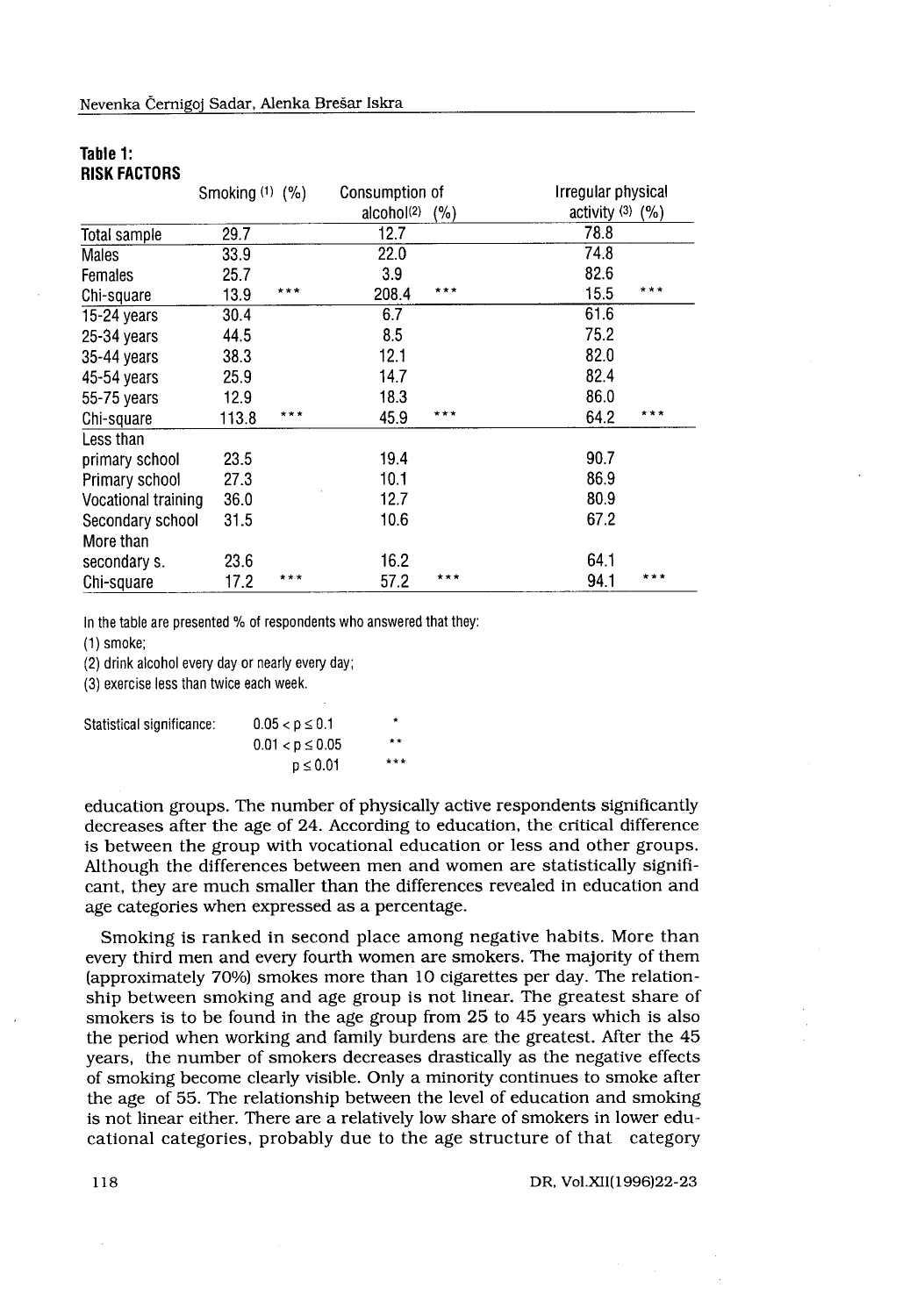**Table 1:**
**RISK FACTORS**

| | Smoking (1) (%) | | Consumption of alcohol(2) (%) | | Irregular physical activity (3) (%) | |
|---|---|---|---|---|---|---|
| Total sample | 29.7 | | 12.7 | | 78.8 | |
| Males | 33.9 | | 22.0 | | 74.8 | |
| Females | 25.7 | | 3.9 | | 82.6 | |
| Chi-square | 13.9 | *** | 208.4 | *** | 15.5 | *** |
| 15-24 years | 30.4 | | 6.7 | | 61.6 | |
| 25-34 years | 44.5 | | 8.5 | | 75.2 | |
| 35-44 years | 38.3 | | 12.1 | | 82.0 | |
| 45-54 years | 25.9 | | 14.7 | | 82.4 | |
| 55-75 years | 12.9 | | 18.3 | | 86.0 | |
| Chi-square | 113.8 | *** | 45.9 | *** | 64.2 | *** |
| Less than primary school | 23.5 | | 19.4 | | 90.7 | |
| Primary school | 27.3 | | 10.1 | | 86.9 | |
| Vocational training | 36.0 | | 12.7 | | 80.9 | |
| Secondary school | 31.5 | | 10.6 | | 67.2 | |
| More than secondary s. | 23.6 | | 16.2 | | 64.1 | |
| Chi-square | 17.2 | *** | 57.2 | *** | 94.1 | *** |

In the table are presented % of respondents who answered that they:

(1) smoke;

(2) drink alcohol every day or nearly every day;

(3) exercise less than twice each week.

| Statistical significance: | | |
|---|---|---|
| | $0.05 < p \leq 0.1$ | * |
| | $0.01 < p \leq 0.05$ | ** |
| | $p \leq 0.01$ | *** |

education groups. The number of physically active respondents significantly decreases after the age of 24. According to education, the critical difference is between the group with vocational education or less and other groups. Although the differences between men and women are statistically significant, they are much smaller than the differences revealed in education and age categories when expressed as a percentage.

Smoking is ranked in second place among negative habits. More than every third men and every fourth women are smokers. The majority of them (approximately 70%) smokes more than 10 cigarettes per day. The relationship between smoking and age group is not linear. The greatest share of smokers is to be found in the age group from 25 to 45 years which is also the period when working and family burdens are the greatest. After the 45 years, the number of smokers decreases drastically as the negative effects of smoking become clearly visible. Only a minority continues to smoke after the age of 55. The relationship between the level of education and smoking is not linear either. There are a relatively low share of smokers in lower educational categories, probably due to the age structure of that category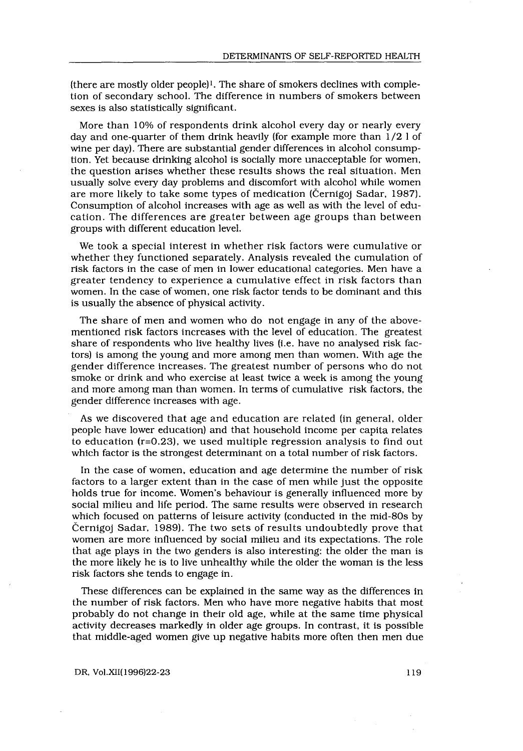(there are mostly older people)[1]. The share of smokers declines with completion of secondary school. The difference in numbers of smokers between sexes is also statistically significant.

More than 10% of respondents drink alcohol every day or nearly every day and one-quarter of them drink heavily (for example more than 1/2 l of wine per day). There are substantial gender differences in alcohol consumption. Yet because drinking alcohol is socially more unacceptable for women, the question arises whether these results shows the real situation. Men usually solve every day problems and discomfort with alcohol while women are more likely to take some types of medication (Černigoj Sadar, 1987). Consumption of alcohol increases with age as well as with the level of education. The differences are greater between age groups than between groups with different education level.

We took a special interest in whether risk factors were cumulative or whether they functioned separately. Analysis revealed the cumulation of risk factors in the case of men in lower educational categories. Men have a greater tendency to experience a cumulative effect in risk factors than women. In the case of women, one risk factor tends to be dominant and this is usually the absence of physical activity.

The share of men and women who do not engage in any of the above-mentioned risk factors increases with the level of education. The greatest share of respondents who live healthy lives (i.e. have no analysed risk factors) is among the young and more among men than women. With age the gender difference increases. The greatest number of persons who do not smoke or drink and who exercise at least twice a week is among the young and more among man than women. In terms of cumulative risk factors, the gender difference increases with age.

As we discovered that age and education are related (in general, older people have lower education) and that household income per capita relates to education (r=0.23), we used multiple regression analysis to find out which factor is the strongest determinant on a total number of risk factors.

In the case of women, education and age determine the number of risk factors to a larger extent than in the case of men while just the opposite holds true for income. Women's behaviour is generally influenced more by social milieu and life period. The same results were observed in research which focused on patterns of leisure activity (conducted in the mid-80s by Černigoj Sadar, 1989). The two sets of results undoubtedly prove that women are more influenced by social milieu and its expectations. The role that age plays in the two genders is also interesting: the older the man is the more likely he is to live unhealthy while the older the woman is the less risk factors she tends to engage in.

These differences can be explained in the same way as the differences in the number of risk factors. Men who have more negative habits that most probably do not change in their old age, while at the same time physical activity decreases markedly in older age groups. In contrast, it is possible that middle-aged women give up negative habits more often then men due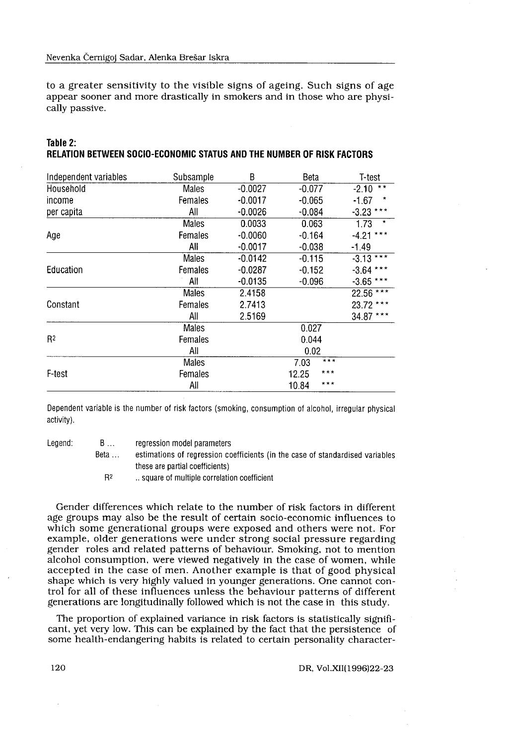to a greater sensitivity to the visible signs of ageing. Such signs of age appear sooner and more drastically in smokers and in those who are physically passive.

**Table 2:**
**RELATION BETWEEN SOCIO-ECONOMIC STATUS AND THE NUMBER OF RISK FACTORS**

| Independent variables | Subsample | B | Beta | T-test |
|---|---|---|---|---|
| Household income per capita | Males | -0.0027 | -0.077 | -2.10 ** |
| | Females | -0.0017 | -0.065 | -1.67 * |
| | All | -0.0026 | -0.084 | -3.23 *** |
| Age | Males | 0.0033 | 0.063 | 1.73 * |
| | Females | -0.0060 | -0.164 | -4.21 *** |
| | All | -0.0017 | -0.038 | -1.49 |
| Education | Males | -0.0142 | -0.115 | -3.13 *** |
| | Females | -0.0287 | -0.152 | -3.64 *** |
| | All | -0.0135 | -0.096 | -3.65 *** |
| Constant | Males | 2.4158 | | 22.56 *** |
| | Females | 2.7413 | | 23.72 *** |
| | All | 2.5169 | | 34.87 *** |
| $R^2$ | Males | | 0.027 | |
| | Females | | 0.044 | |
| | All | | 0.02 | |
| F-test | Males | | 7.03 *** | |
| | Females | | 12.25 *** | |
| | All | | 10.84 *** | |

Dependent variable is the number of risk factors (smoking, consumption of alcohol, irregular physical activity).

Legend:
- B ... regression model parameters
- Beta ... estimations of regression coefficients (in the case of standardised variables these are partial coefficients)
- $R^2$ .. square of multiple correlation coefficient

Gender differences which relate to the number of risk factors in different age groups may also be the result of certain socio-economic influences to which some generational groups were exposed and others were not. For example, older generations were under strong social pressure regarding gender roles and related patterns of behaviour. Smoking, not to mention alcohol consumption, were viewed negatively in the case of women, while accepted in the case of men. Another example is that of good physical shape which is very highly valued in younger generations. One cannot control for all of these influences unless the behaviour patterns of different generations are longitudinally followed which is not the case in this study.

The proportion of explained variance in risk factors is statistically significant, yet very low. This can be explained by the fact that the persistence of some health-endangering habits is related to certain personality character-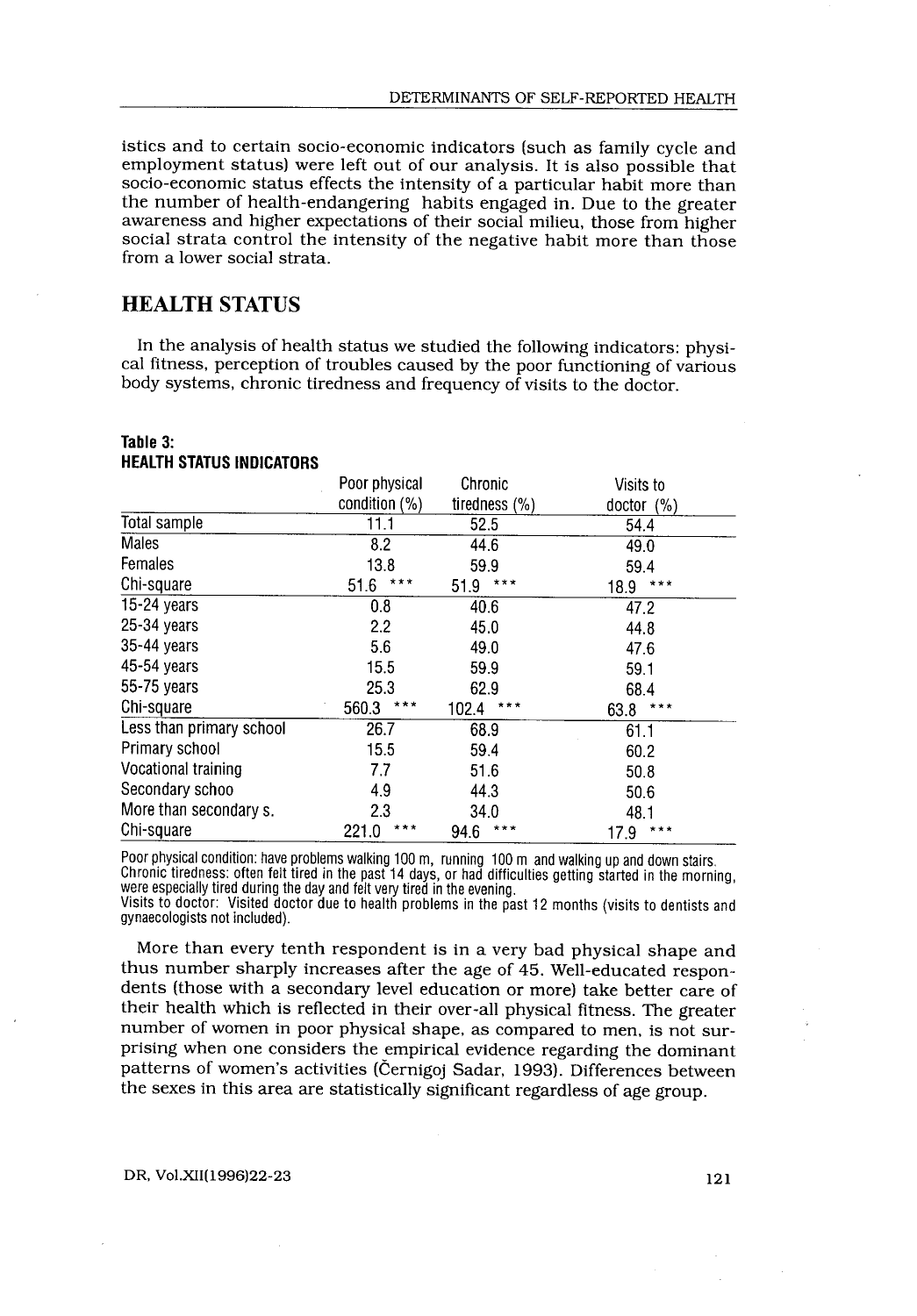istics and to certain socio-economic indicators (such as family cycle and employment status) were left out of our analysis. It is also possible that socio-economic status effects the intensity of a particular habit more than the number of health-endangering habits engaged in. Due to the greater awareness and higher expectations of their social milieu, those from higher social strata control the intensity of the negative habit more than those from a lower social strata.

## HEALTH STATUS

In the analysis of health status we studied the following indicators: physical fitness, perception of troubles caused by the poor functioning of various body systems, chronic tiredness and frequency of visits to the doctor.

**Table 3:**
**HEALTH STATUS INDICATORS**

| | Poor physical condition (%) | Chronic tiredness (%) | Visits to doctor (%) |
|---|---|---|---|
| Total sample | 11.1 | 52.5 | 54.4 |
| Males | 8.2 | 44.6 | 49.0 |
| Females | 13.8 | 59.9 | 59.4 |
| Chi-square | 51.6 *** | 51.9 *** | 18.9 *** |
| 15-24 years | 0.8 | 40.6 | 47.2 |
| 25-34 years | 2.2 | 45.0 | 44.8 |
| 35-44 years | 5.6 | 49.0 | 47.6 |
| 45-54 years | 15.5 | 59.9 | 59.1 |
| 55-75 years | 25.3 | 62.9 | 68.4 |
| Chi-square | 560.3 *** | 102.4 *** | 63.8 *** |
| Less than primary school | 26.7 | 68.9 | 61.1 |
| Primary school | 15.5 | 59.4 | 60.2 |
| Vocational training | 7.7 | 51.6 | 50.8 |
| Secondary schoo | 4.9 | 44.3 | 50.6 |
| More than secondary s. | 2.3 | 34.0 | 48.1 |
| Chi-square | 221.0 *** | 94.6 *** | 17.9 *** |

Poor physical condition: have problems walking 100 m, running 100 m and walking up and down stairs.
Chronic tiredness: often felt tired in the past 14 days, or had difficulties getting started in the morning, were especially tired during the day and felt very tired in the evening.
Visits to doctor: Visited doctor due to health problems in the past 12 months (visits to dentists and gynaecologists not included).

More than every tenth respondent is in a very bad physical shape and thus number sharply increases after the age of 45. Well-educated respondents (those with a secondary level education or more) take better care of their health which is reflected in their over-all physical fitness. The greater number of women in poor physical shape, as compared to men, is not surprising when one considers the empirical evidence regarding the dominant patterns of women's activities (Černigoj Sadar, 1993). Differences between the sexes in this area are statistically significant regardless of age group.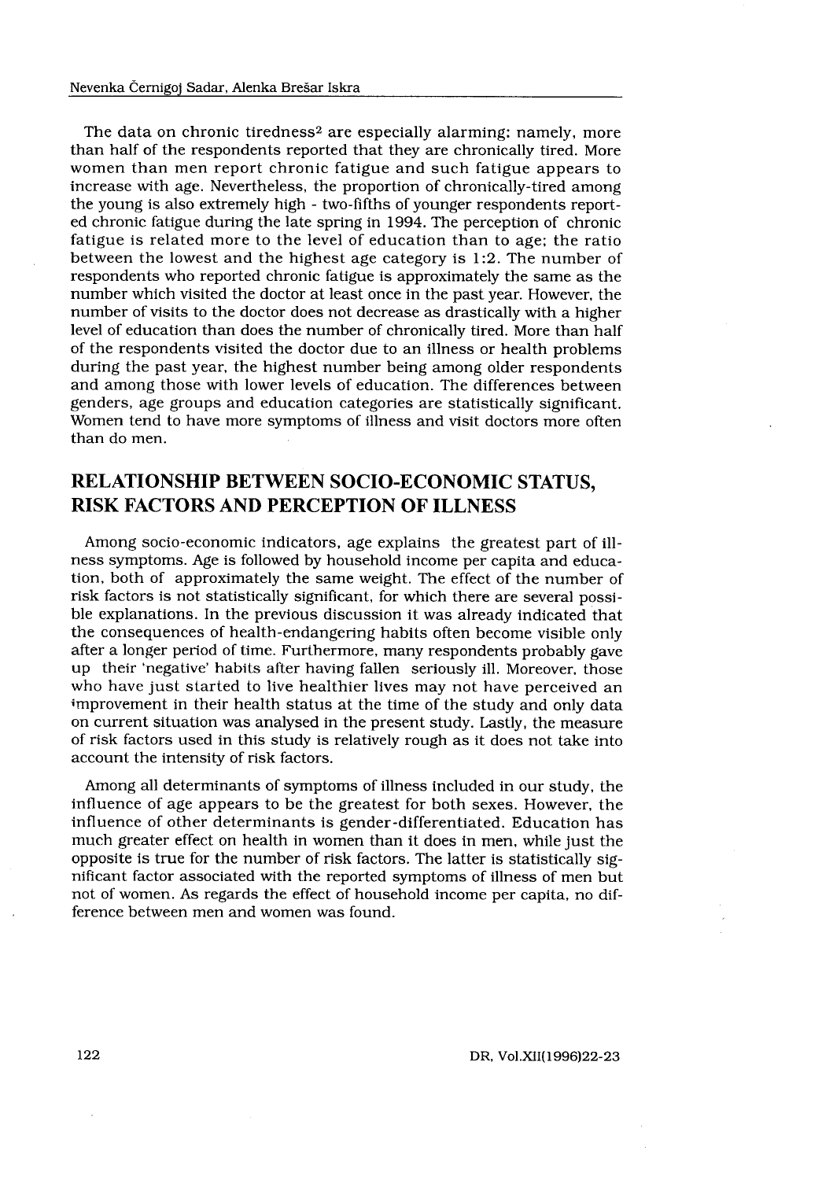The data on chronic tiredness[2] are especially alarming: namely, more than half of the respondents reported that they are chronically tired. More women than men report chronic fatigue and such fatigue appears to increase with age. Nevertheless, the proportion of chronically-tired among the young is also extremely high - two-fifths of younger respondents reported chronic fatigue during the late spring in 1994. The perception of chronic fatigue is related more to the level of education than to age; the ratio between the lowest and the highest age category is 1:2. The number of respondents who reported chronic fatigue is approximately the same as the number which visited the doctor at least once in the past year. However, the number of visits to the doctor does not decrease as drastically with a higher level of education than does the number of chronically tired. More than half of the respondents visited the doctor due to an illness or health problems during the past year, the highest number being among older respondents and among those with lower levels of education. The differences between genders, age groups and education categories are statistically significant. Women tend to have more symptoms of illness and visit doctors more often than do men.

## RELATIONSHIP BETWEEN SOCIO-ECONOMIC STATUS, RISK FACTORS AND PERCEPTION OF ILLNESS

Among socio-economic indicators, age explains the greatest part of illness symptoms. Age is followed by household income per capita and education, both of approximately the same weight. The effect of the number of risk factors is not statistically significant, for which there are several possible explanations. In the previous discussion it was already indicated that the consequences of health-endangering habits often become visible only after a longer period of time. Furthermore, many respondents probably gave up their 'negative' habits after having fallen seriously ill. Moreover, those who have just started to live healthier lives may not have perceived an improvement in their health status at the time of the study and only data on current situation was analysed in the present study. Lastly, the measure of risk factors used in this study is relatively rough as it does not take into account the intensity of risk factors.

Among all determinants of symptoms of illness included in our study, the influence of age appears to be the greatest for both sexes. However, the influence of other determinants is gender-differentiated. Education has much greater effect on health in women than it does in men, while just the opposite is true for the number of risk factors. The latter is statistically significant factor associated with the reported symptoms of illness of men but not of women. As regards the effect of household income per capita, no difference between men and women was found.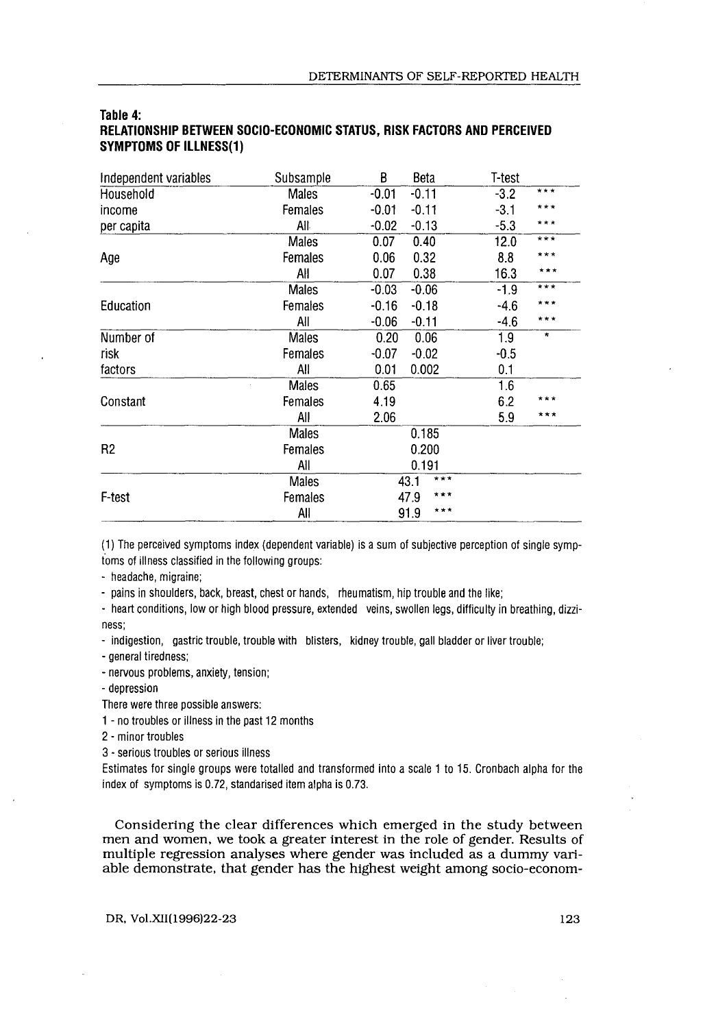**Table 4:**
**RELATIONSHIP BETWEEN SOCIO-ECONOMIC STATUS, RISK FACTORS AND PERCEIVED SYMPTOMS OF ILLNESS(1)**

| Independent variables | Subsample | B | Beta | T-test | |
|---|---|---|---|---|---|
| Household income per capita | Males | -0.01 | -0.11 | -3.2 | *** |
| | Females | -0.01 | -0.11 | -3.1 | *** |
| | All | -0.02 | -0.13 | -5.3 | *** |
| Age | Males | 0.07 | 0.40 | 12.0 | *** |
| | Females | 0.06 | 0.32 | 8.8 | *** |
| | All | 0.07 | 0.38 | 16.3 | *** |
| Education | Males | -0.03 | -0.06 | -1.9 | *** |
| | Females | -0.16 | -0.18 | -4.6 | *** |
| | All | -0.06 | -0.11 | -4.6 | *** |
| Number of risk factors | Males | 0.20 | 0.06 | 1.9 | * |
| | Females | -0.07 | -0.02 | -0.5 | |
| | All | 0.01 | 0.002 | 0.1 | |
| Constant | Males | 0.65 | | 1.6 | |
| | Females | 4.19 | | 6.2 | *** |
| | All | 2.06 | | 5.9 | *** |
| R2 | Males | | 0.185 | | |
| | Females | | 0.200 | | |
| | All | | 0.191 | | |
| F-test | Males | | 43.1 *** | | |
| | Females | | 47.9 *** | | |
| | All | | 91.9 *** | | |

(1) The perceived symptoms index (dependent variable) is a sum of subjective perception of single symptoms of illness classified in the following groups:

- headache, migraine;
- pains in shoulders, back, breast, chest or hands, rheumatism, hip trouble and the like;
- heart conditions, low or high blood pressure, extended veins, swollen legs, difficulty in breathing, dizziness;
- indigestion, gastric trouble, trouble with blisters, kidney trouble, gall bladder or liver trouble;
- general tiredness;
- nervous problems, anxiety, tension;
- depression

There were three possible answers:

1 - no troubles or illness in the past 12 months

2 - minor troubles

3 - serious troubles or serious illness

Estimates for single groups were totalled and transformed into a scale 1 to 15. Cronbach alpha for the index of symptoms is 0.72, standarised item alpha is 0.73.

Considering the clear differences which emerged in the study between men and women, we took a greater interest in the role of gender. Results of multiple regression analyses where gender was included as a dummy variable demonstrate, that gender has the highest weight among socio-econom-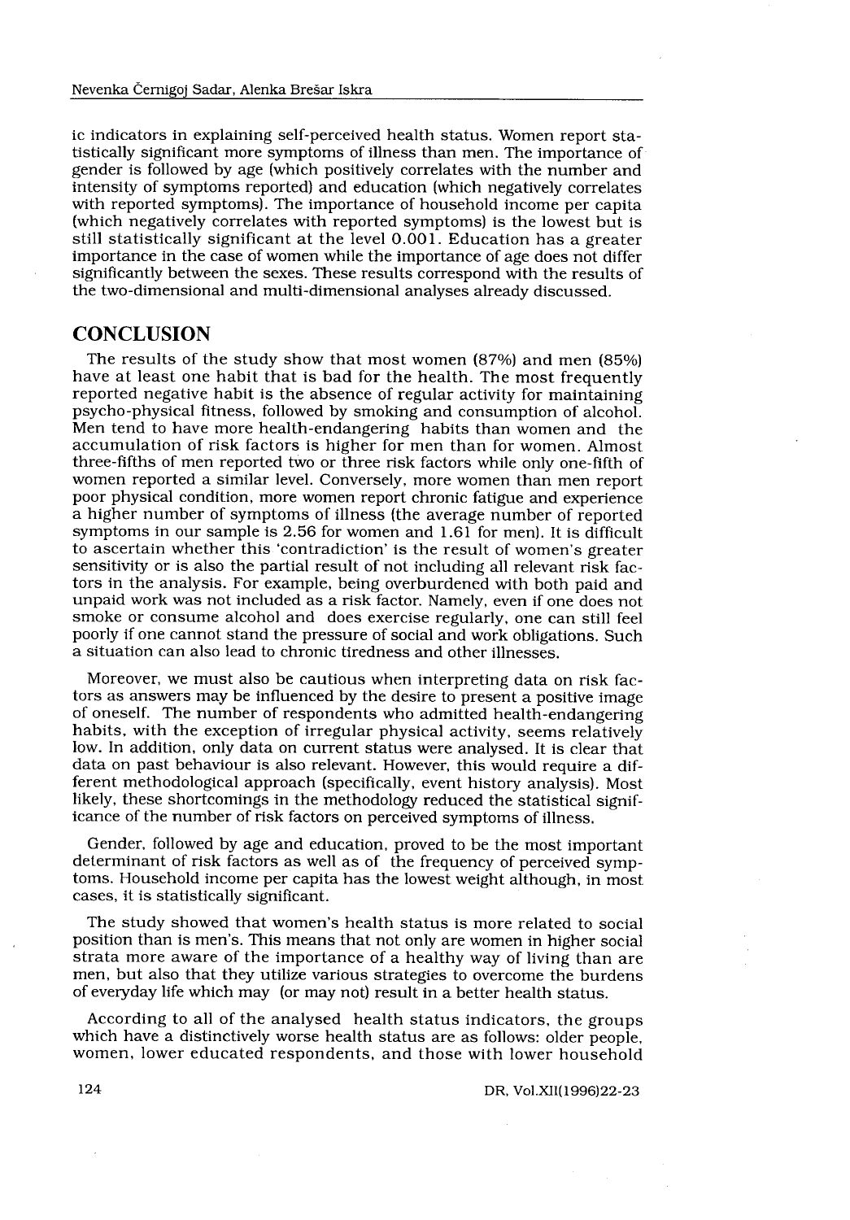ic indicators in explaining self-perceived health status. Women report statistically significant more symptoms of illness than men. The importance of gender is followed by age (which positively correlates with the number and intensity of symptoms reported) and education (which negatively correlates with reported symptoms). The importance of household income per capita (which negatively correlates with reported symptoms) is the lowest but is still statistically significant at the level 0.001. Education has a greater importance in the case of women while the importance of age does not differ significantly between the sexes. These results correspond with the results of the two-dimensional and multi-dimensional analyses already discussed.

## CONCLUSION

The results of the study show that most women (87%) and men (85%) have at least one habit that is bad for the health. The most frequently reported negative habit is the absence of regular activity for maintaining psycho-physical fitness, followed by smoking and consumption of alcohol. Men tend to have more health-endangering habits than women and the accumulation of risk factors is higher for men than for women. Almost three-fifths of men reported two or three risk factors while only one-fifth of women reported a similar level. Conversely, more women than men report poor physical condition, more women report chronic fatigue and experience a higher number of symptoms of illness (the average number of reported symptoms in our sample is 2.56 for women and 1.61 for men). It is difficult to ascertain whether this 'contradiction' is the result of women's greater sensitivity or is also the partial result of not including all relevant risk factors in the analysis. For example, being overburdened with both paid and unpaid work was not included as a risk factor. Namely, even if one does not smoke or consume alcohol and does exercise regularly, one can still feel poorly if one cannot stand the pressure of social and work obligations. Such a situation can also lead to chronic tiredness and other illnesses.

Moreover, we must also be cautious when interpreting data on risk factors as answers may be influenced by the desire to present a positive image of oneself. The number of respondents who admitted health-endangering habits, with the exception of irregular physical activity, seems relatively low. In addition, only data on current status were analysed. It is clear that data on past behaviour is also relevant. However, this would require a different methodological approach (specifically, event history analysis). Most likely, these shortcomings in the methodology reduced the statistical significance of the number of risk factors on perceived symptoms of illness.

Gender, followed by age and education, proved to be the most important determinant of risk factors as well as of the frequency of perceived symptoms. Household income per capita has the lowest weight although, in most cases, it is statistically significant.

The study showed that women's health status is more related to social position than is men's. This means that not only are women in higher social strata more aware of the importance of a healthy way of living than are men, but also that they utilize various strategies to overcome the burdens of everyday life which may (or may not) result in a better health status.

According to all of the analysed health status indicators, the groups which have a distinctively worse health status are as follows: older people, women, lower educated respondents, and those with lower household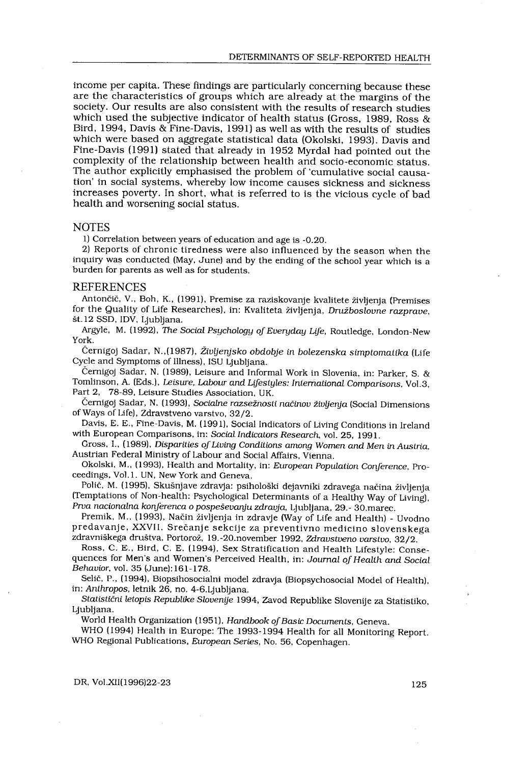income per capita. These findings are particularly concerning because these are the characteristics of groups which are already at the margins of the society. Our results are also consistent with the results of research studies which used the subjective indicator of health status (Gross, 1989, Ross & Bird, 1994, Davis & Fine-Davis, 1991) as well as with the results of studies which were based on aggregate statistical data (Okolski, 1993). Davis and Fine-Davis (1991) stated that already in 1952 Myrdal had pointed out the complexity of the relationship between health and socio-economic status. The author explicitly emphasised the problem of 'cumulative social causation' in social systems, whereby low income causes sickness and sickness increases poverty. In short, what is referred to is the vicious cycle of bad health and worsening social status.

## NOTES

1) Correlation between years of education and age is -0.20.

2) Reports of chronic tiredness were also influenced by the season when the inquiry was conducted (May, June) and by the ending of the school year which is a burden for parents as well as for students.

## REFERENCES

Antončič, V., Boh, K., (1991), Premise za raziskovanje kvalitete življenja (Premises for the Quality of Life Researches), in: Kvaliteta življenja, *Družboslovne razprave*, št.12 SSD, IDV, Ljubljana.

Argyle, M. (1992), *The Social Psychology of Everyday Life*, Routledge, London-New York.

Černigoj Sadar, N.,(1987), *Življenjsko obdobje in bolezenska simptomatika* (Life Cycle and Symptoms of Illness), ISU Ljubljana.

Černigoj Sadar, N. (1989), Leisure and Informal Work in Slovenia, in: Parker, S. & Tomlinson, A. (Eds.), *Leisure, Labour and Lifestyles: International Comparisons*, Vol.3, Part 2, 78-89, Leisure Studies Association, UK.

Černigoj Sadar, N. (1993), *Socialne razsežnosti načinov življenja* (Social Dimensions of Ways of Life), Zdravstveno varstvo, 32/2.

Davis, E. E., Fine-Davis, M. (1991), Social Indicators of Living Conditions in Ireland with European Comparisons, in: *Social Indicators Research*, vol. 25, 1991.

Gross, I., (1989), *Disparities of Living Conditions among Women and Men in Austria*, Austrian Federal Ministry of Labour and Social Affairs, Vienna.

Okolski, M., (1993), Health and Mortality, in: *European Population Conference*, Proceedings, Vol.1. UN, New York and Geneva.

Polič, M. (1995), Skušnjave zdravja: psihološki dejavniki zdravega načina življenja (Temptations of Non-health: Psychological Determinants of a Healthy Way of Living), *Prva nacionalna konferenca o pospeševanju zdravja*, Ljubljana, 29.- 30.marec.

Premik, M., (1993), Način življenja in zdravje (Way of Life and Health) - Uvodno predavanje, XXVII. Srečanje sekcije za preventivno medicino slovenskega zdravniškega društva, Portorož, 19.-20.november 1992, *Zdravstveno varstvo*, 32/2.

Ross, C. E., Bird, C. E. (1994), Sex Stratification and Health Lifestyle: Consequences for Men's and Women's Perceived Health, in: *Journal of Health and Social Behavior*, vol. 35 (June):161-178.

Selič, P., (1994), Biopsihosocialni model zdravja (Biopsychosocial Model of Health), in: *Anthropos*, letnik 26, no. 4-6.Ljubljana.

*Statistični letopis Republike Slovenije* 1994, Zavod Republike Slovenije za Statistiko, Ljubljana.

World Health Organization (1951), *Handbook of Basic Documents*, Geneva.

WHO (1994) Health in Europe: The 1993-1994 Health for all Monitoring Report. WHO Regional Publications, *European Series*, No. 56, Copenhagen.